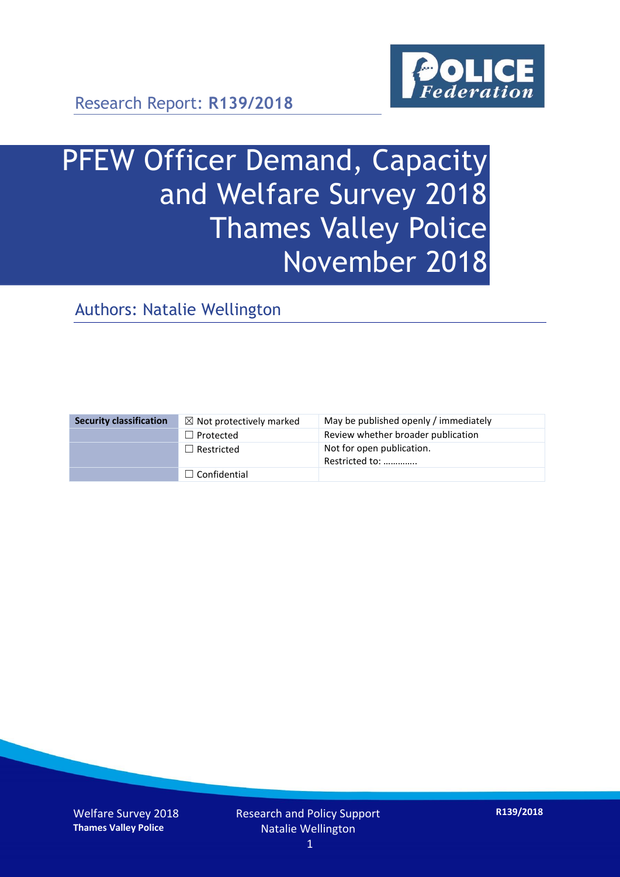Research Report: **R139/2018**

# PFEW Officer Demand, Capacity and Welfare Survey 2018 Thames Valley Police November 2018

## Authors: Natalie Wellington

| Security classification | ☒ Not protectively marked | May be published openly / immediately |
|---|---|---|
| | ☐ Protected | Review whether broader publication |
| | ☐ Restricted | Not for open publication. Restricted to: ………….. |
| | ☐ Confidential | |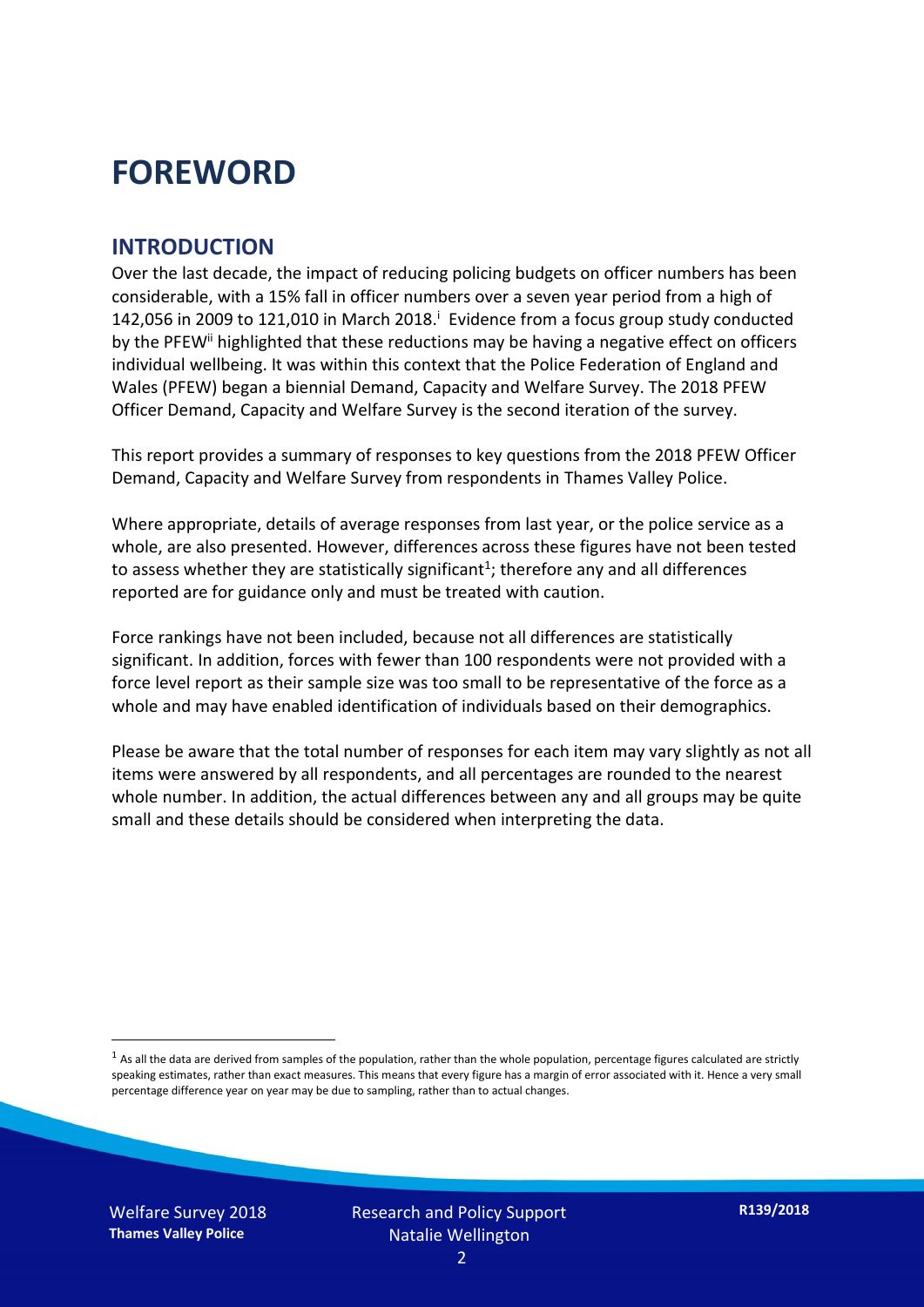# FOREWORD

## INTRODUCTION

Over the last decade, the impact of reducing policing budgets on officer numbers has been considerable, with a 15% fall in officer numbers over a seven year period from a high of 142,056 in 2009 to 121,010 in March 2018.[i] Evidence from a focus group study conducted by the PFEW[ii] highlighted that these reductions may be having a negative effect on officers individual wellbeing. It was within this context that the Police Federation of England and Wales (PFEW) began a biennial Demand, Capacity and Welfare Survey. The 2018 PFEW Officer Demand, Capacity and Welfare Survey is the second iteration of the survey.

This report provides a summary of responses to key questions from the 2018 PFEW Officer Demand, Capacity and Welfare Survey from respondents in Thames Valley Police.

Where appropriate, details of average responses from last year, or the police service as a whole, are also presented. However, differences across these figures have not been tested to assess whether they are statistically significant[1]; therefore any and all differences reported are for guidance only and must be treated with caution.

Force rankings have not been included, because not all differences are statistically significant. In addition, forces with fewer than 100 respondents were not provided with a force level report as their sample size was too small to be representative of the force as a whole and may have enabled identification of individuals based on their demographics.

Please be aware that the total number of responses for each item may vary slightly as not all items were answered by all respondents, and all percentages are rounded to the nearest whole number. In addition, the actual differences between any and all groups may be quite small and these details should be considered when interpreting the data.

[1] As all the data are derived from samples of the population, rather than the whole population, percentage figures calculated are strictly speaking estimates, rather than exact measures. This means that every figure has a margin of error associated with it. Hence a very small percentage difference year on year may be due to sampling, rather than to actual changes.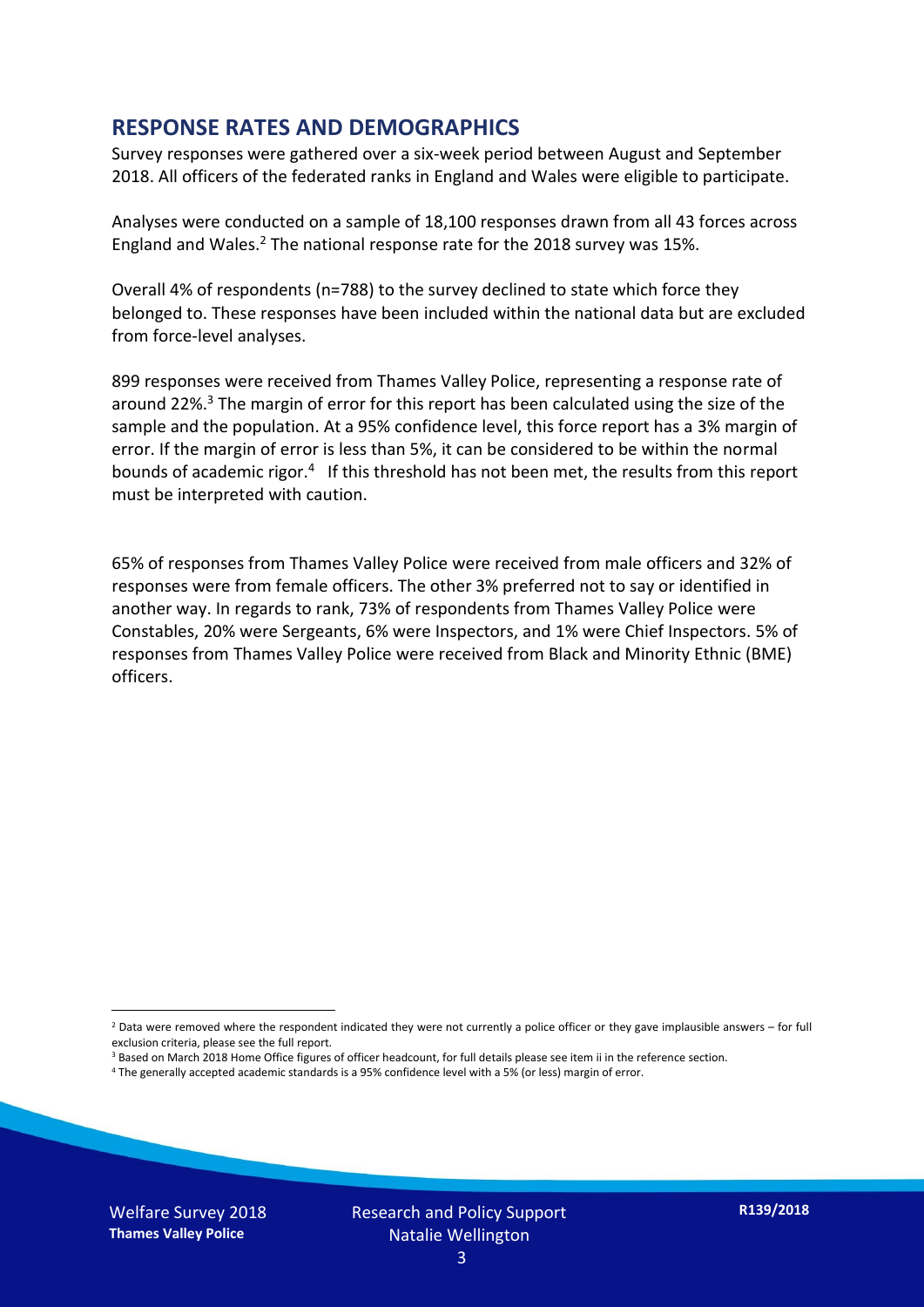## RESPONSE RATES AND DEMOGRAPHICS

Survey responses were gathered over a six-week period between August and September 2018. All officers of the federated ranks in England and Wales were eligible to participate.

Analyses were conducted on a sample of 18,100 responses drawn from all 43 forces across England and Wales.[2] The national response rate for the 2018 survey was 15%.

Overall 4% of respondents (n=788) to the survey declined to state which force they belonged to. These responses have been included within the national data but are excluded from force-level analyses.

899 responses were received from Thames Valley Police, representing a response rate of around 22%.[3] The margin of error for this report has been calculated using the size of the sample and the population. At a 95% confidence level, this force report has a 3% margin of error. If the margin of error is less than 5%, it can be considered to be within the normal bounds of academic rigor.[4] If this threshold has not been met, the results from this report must be interpreted with caution.

65% of responses from Thames Valley Police were received from male officers and 32% of responses were from female officers. The other 3% preferred not to say or identified in another way. In regards to rank, 73% of respondents from Thames Valley Police were Constables, 20% were Sergeants, 6% were Inspectors, and 1% were Chief Inspectors. 5% of responses from Thames Valley Police were received from Black and Minority Ethnic (BME) officers.

[2] Data were removed where the respondent indicated they were not currently a police officer or they gave implausible answers – for full exclusion criteria, please see the full report.

[3] Based on March 2018 Home Office figures of officer headcount, for full details please see item ii in the reference section.

[4] The generally accepted academic standards is a 95% confidence level with a 5% (or less) margin of error.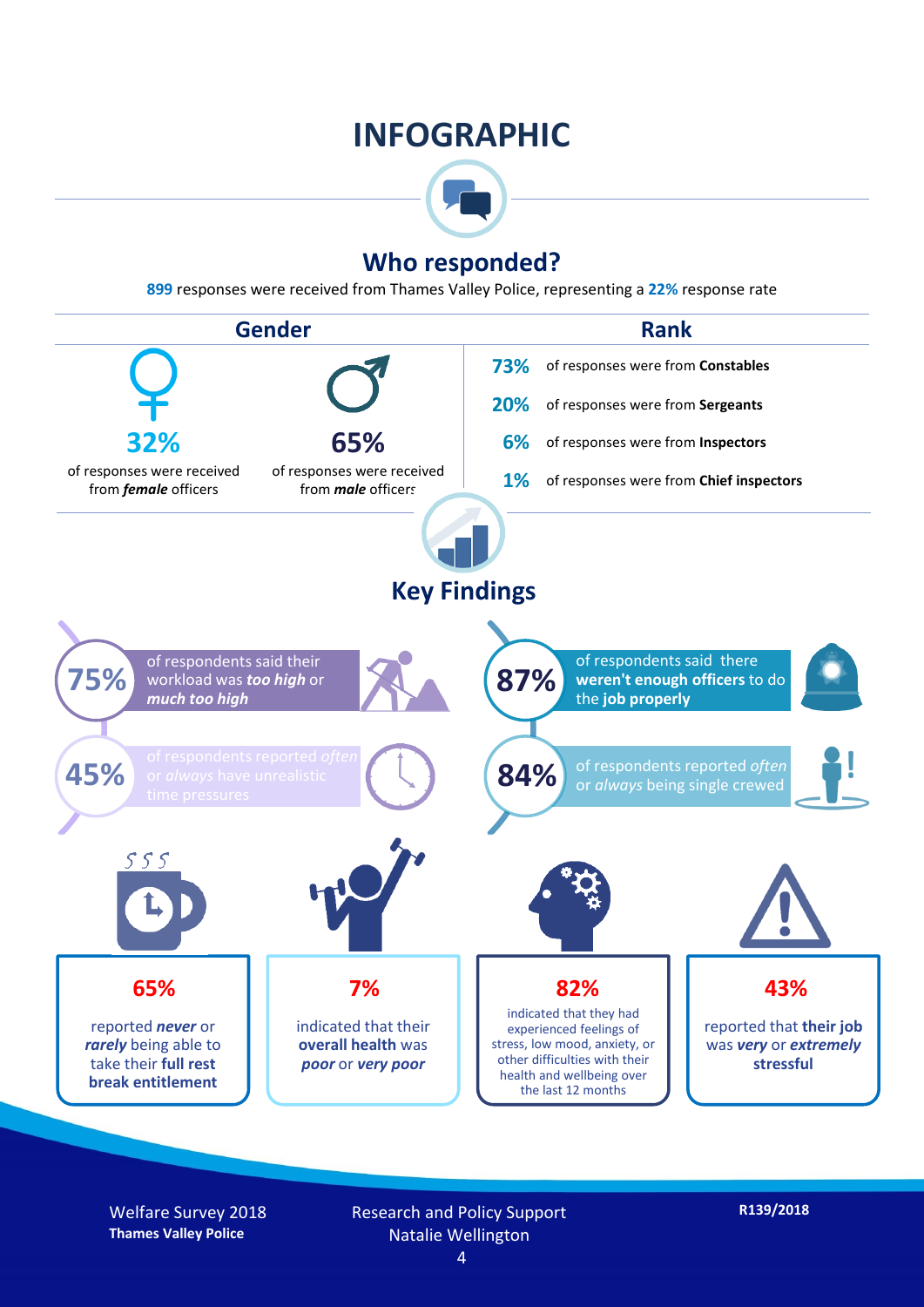# INFOGRAPHIC

## Who responded?

**899** responses were received from Thames Valley Police, representing a **22%** response rate

### Gender

**32%** of responses were received from ***female*** officers

**65%** of responses were received from ***male*** officers

### Rank

**73%** of responses were from **Constables**

**20%** of responses were from **Sergeants**

**6%** of responses were from **Inspectors**

**1%** of responses were from **Chief inspectors**

## Key Findings

**75%** of respondents said their workload was ***too high*** or ***much too high***

**87%** of respondents said there **weren't enough officers** to do the **job properly**

**45%** of respondents reported *often* or *always* have unrealistic time pressures

**84%** of respondents reported *often* or *always* being single crewed

**65%** reported ***never*** or ***rarely*** being able to take their **full rest break entitlement**

**7%** indicated that their **overall health** was ***poor*** or ***very poor***

**82%** indicated that they had experienced feelings of stress, low mood, anxiety, or other difficulties with their health and wellbeing over the last 12 months

**43%** reported that **their job** was ***very*** or ***extremely*** **stressful**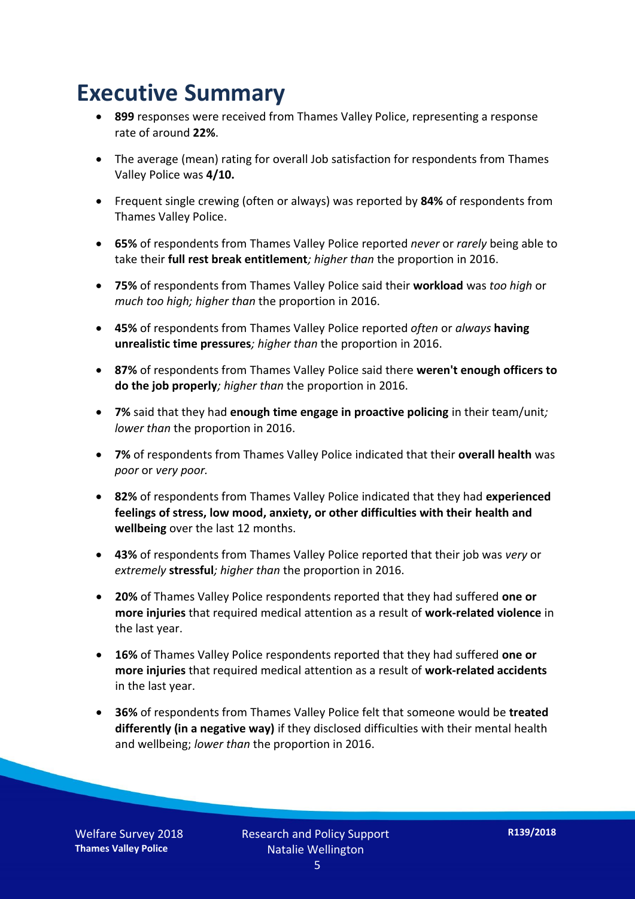# Executive Summary

- **899** responses were received from Thames Valley Police, representing a response rate of around **22%**.
- The average (mean) rating for overall Job satisfaction for respondents from Thames Valley Police was **4/10.**
- Frequent single crewing (often or always) was reported by **84%** of respondents from Thames Valley Police.
- **65%** of respondents from Thames Valley Police reported *never* or *rarely* being able to take their **full rest break entitlement***; higher than* the proportion in 2016.
- **75%** of respondents from Thames Valley Police said their **workload** was *too high* or *much too high; higher than* the proportion in 2016.
- **45%** of respondents from Thames Valley Police reported *often* or *always* **having unrealistic time pressures***; higher than* the proportion in 2016.
- **87%** of respondents from Thames Valley Police said there **weren't enough officers to do the job properly***; higher than* the proportion in 2016.
- **7%** said that they had **enough time engage in proactive policing** in their team/unit*; lower than* the proportion in 2016.
- **7%** of respondents from Thames Valley Police indicated that their **overall health** was *poor* or *very poor.*
- **82%** of respondents from Thames Valley Police indicated that they had **experienced feelings of stress, low mood, anxiety, or other difficulties with their health and wellbeing** over the last 12 months.
- **43%** of respondents from Thames Valley Police reported that their job was *very* or *extremely* **stressful***; higher than* the proportion in 2016.
- **20%** of Thames Valley Police respondents reported that they had suffered **one or more injuries** that required medical attention as a result of **work-related violence** in the last year.
- **16%** of Thames Valley Police respondents reported that they had suffered **one or more injuries** that required medical attention as a result of **work-related accidents** in the last year.
- **36%** of respondents from Thames Valley Police felt that someone would be **treated differently (in a negative way)** if they disclosed difficulties with their mental health and wellbeing; *lower than* the proportion in 2016.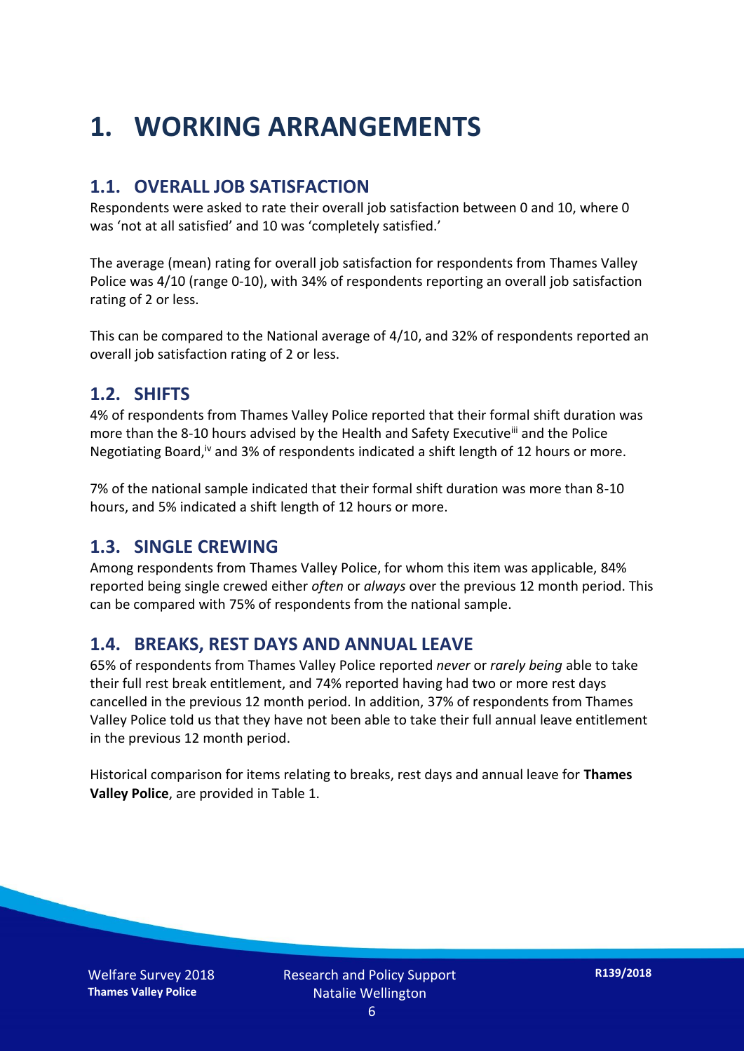# 1. WORKING ARRANGEMENTS

## 1.1. OVERALL JOB SATISFACTION

Respondents were asked to rate their overall job satisfaction between 0 and 10, where 0 was 'not at all satisfied' and 10 was 'completely satisfied.'

The average (mean) rating for overall job satisfaction for respondents from Thames Valley Police was 4/10 (range 0-10), with 34% of respondents reporting an overall job satisfaction rating of 2 or less.

This can be compared to the National average of 4/10, and 32% of respondents reported an overall job satisfaction rating of 2 or less.

## 1.2. SHIFTS

4% of respondents from Thames Valley Police reported that their formal shift duration was more than the 8-10 hours advised by the Health and Safety Executive[iii] and the Police Negotiating Board,[iv] and 3% of respondents indicated a shift length of 12 hours or more.

7% of the national sample indicated that their formal shift duration was more than 8-10 hours, and 5% indicated a shift length of 12 hours or more.

## 1.3. SINGLE CREWING

Among respondents from Thames Valley Police, for whom this item was applicable, 84% reported being single crewed either *often* or *always* over the previous 12 month period. This can be compared with 75% of respondents from the national sample.

## 1.4. BREAKS, REST DAYS AND ANNUAL LEAVE

65% of respondents from Thames Valley Police reported *never* or *rarely being* able to take their full rest break entitlement, and 74% reported having had two or more rest days cancelled in the previous 12 month period. In addition, 37% of respondents from Thames Valley Police told us that they have not been able to take their full annual leave entitlement in the previous 12 month period.

Historical comparison for items relating to breaks, rest days and annual leave for **Thames Valley Police**, are provided in Table 1.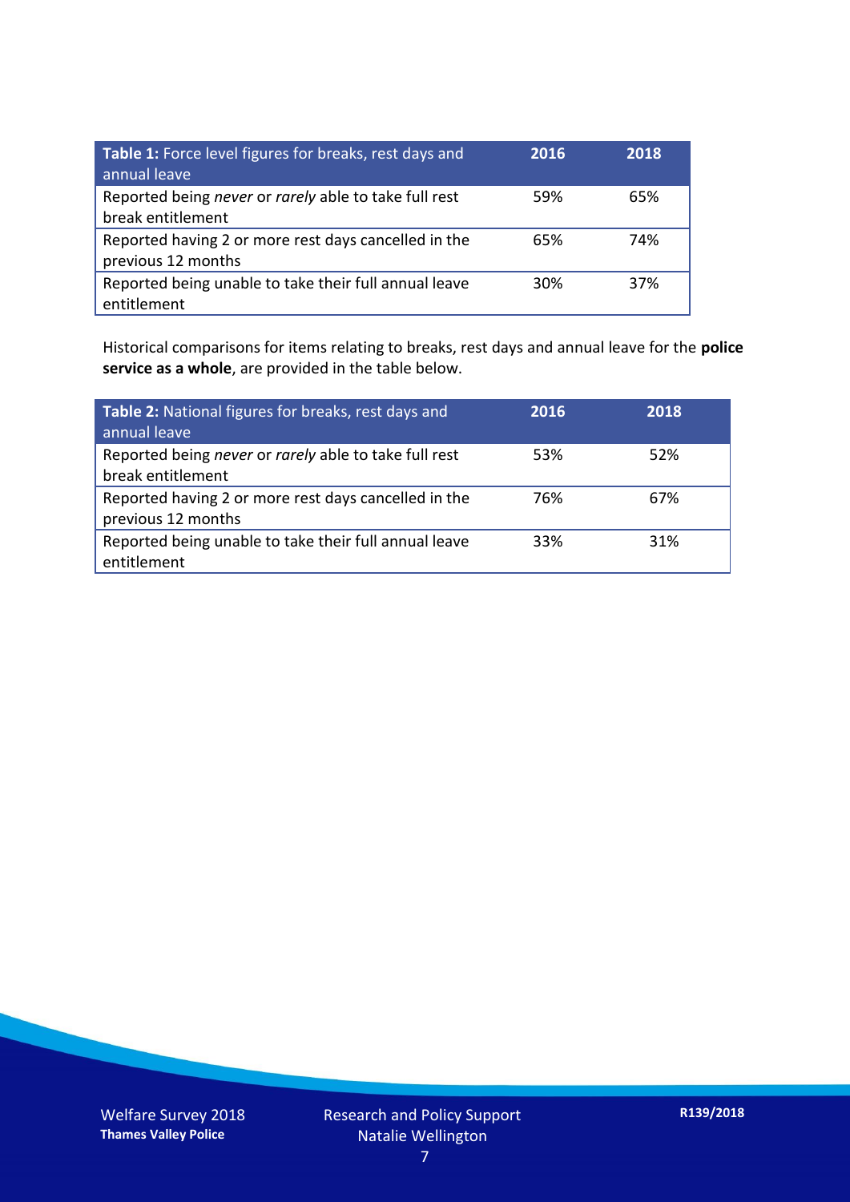| **Table 1:** Force level figures for breaks, rest days and annual leave | **2016** | **2018** |
|---|---|---|
| Reported being *never* or *rarely* able to take full rest break entitlement | 59% | 65% |
| Reported having 2 or more rest days cancelled in the previous 12 months | 65% | 74% |
| Reported being unable to take their full annual leave entitlement | 30% | 37% |

Historical comparisons for items relating to breaks, rest days and annual leave for the **police service as a whole**, are provided in the table below.

| **Table 2:** National figures for breaks, rest days and annual leave | **2016** | **2018** |
|---|---|---|
| Reported being *never* or *rarely* able to take full rest break entitlement | 53% | 52% |
| Reported having 2 or more rest days cancelled in the previous 12 months | 76% | 67% |
| Reported being unable to take their full annual leave entitlement | 33% | 31% |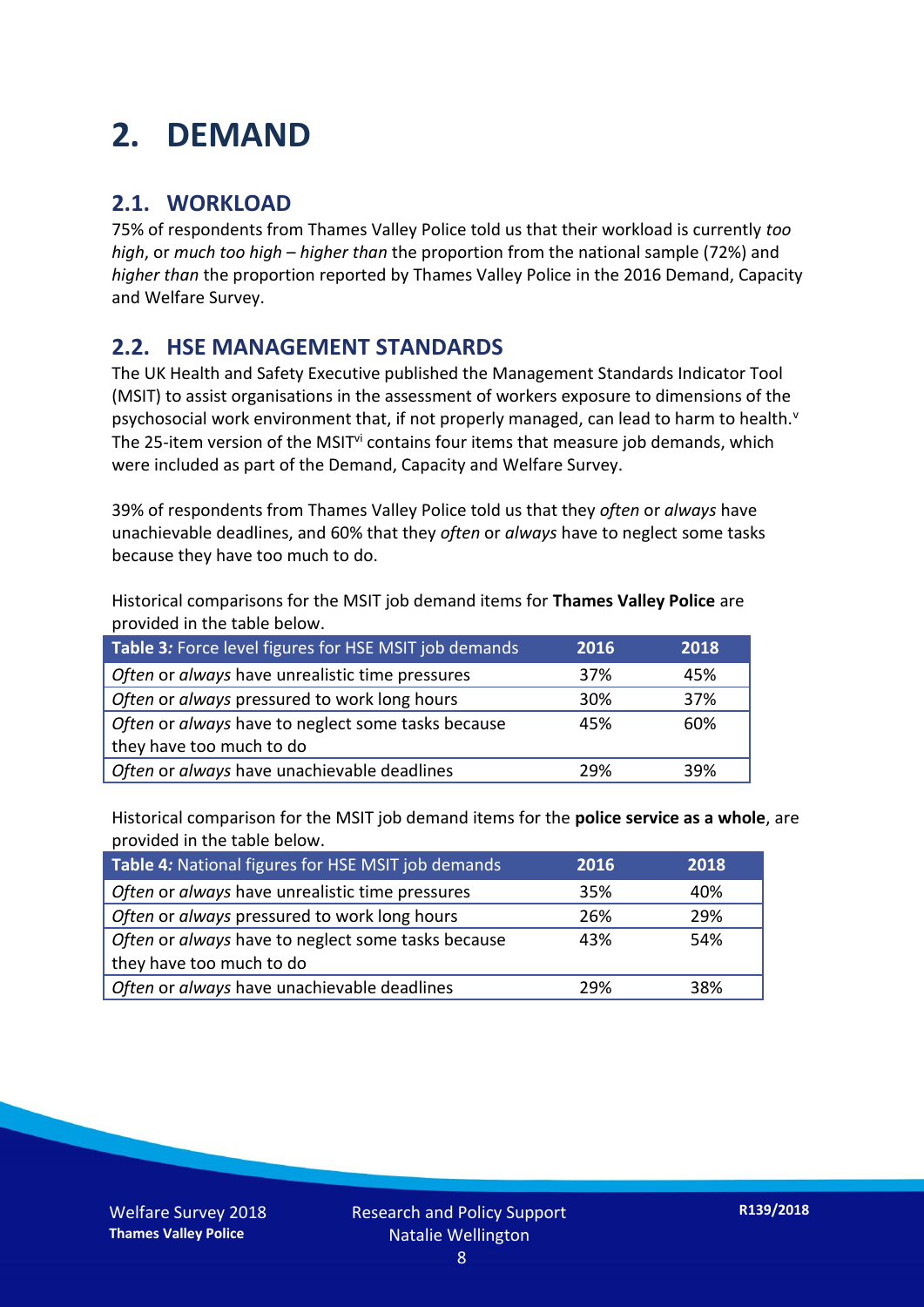# 2. DEMAND

## 2.1. WORKLOAD

75% of respondents from Thames Valley Police told us that their workload is currently *too high*, or *much too high* – *higher than* the proportion from the national sample (72%) and *higher than* the proportion reported by Thames Valley Police in the 2016 Demand, Capacity and Welfare Survey.

## 2.2. HSE MANAGEMENT STANDARDS

The UK Health and Safety Executive published the Management Standards Indicator Tool (MSIT) to assist organisations in the assessment of workers exposure to dimensions of the psychosocial work environment that, if not properly managed, can lead to harm to health.[v] The 25-item version of the MSIT[vi] contains four items that measure job demands, which were included as part of the Demand, Capacity and Welfare Survey.

39% of respondents from Thames Valley Police told us that they *often* or *always* have unachievable deadlines, and 60% that they *often* or *always* have to neglect some tasks because they have too much to do.

Historical comparisons for the MSIT job demand items for **Thames Valley Police** are provided in the table below.

| **Table 3***:* Force level figures for HSE MSIT job demands | 2016 | 2018 |
|---|---|---|
| *Often* or *always* have unrealistic time pressures | 37% | 45% |
| *Often* or *always* pressured to work long hours | 30% | 37% |
| *Often* or *always* have to neglect some tasks because they have too much to do | 45% | 60% |
| *Often* or *always* have unachievable deadlines | 29% | 39% |

Historical comparison for the MSIT job demand items for the **police service as a whole**, are provided in the table below.

| **Table 4***:* National figures for HSE MSIT job demands | 2016 | 2018 |
|---|---|---|
| *Often* or *always* have unrealistic time pressures | 35% | 40% |
| *Often* or *always* pressured to work long hours | 26% | 29% |
| *Often* or *always* have to neglect some tasks because they have too much to do | 43% | 54% |
| *Often* or *always* have unachievable deadlines | 29% | 38% |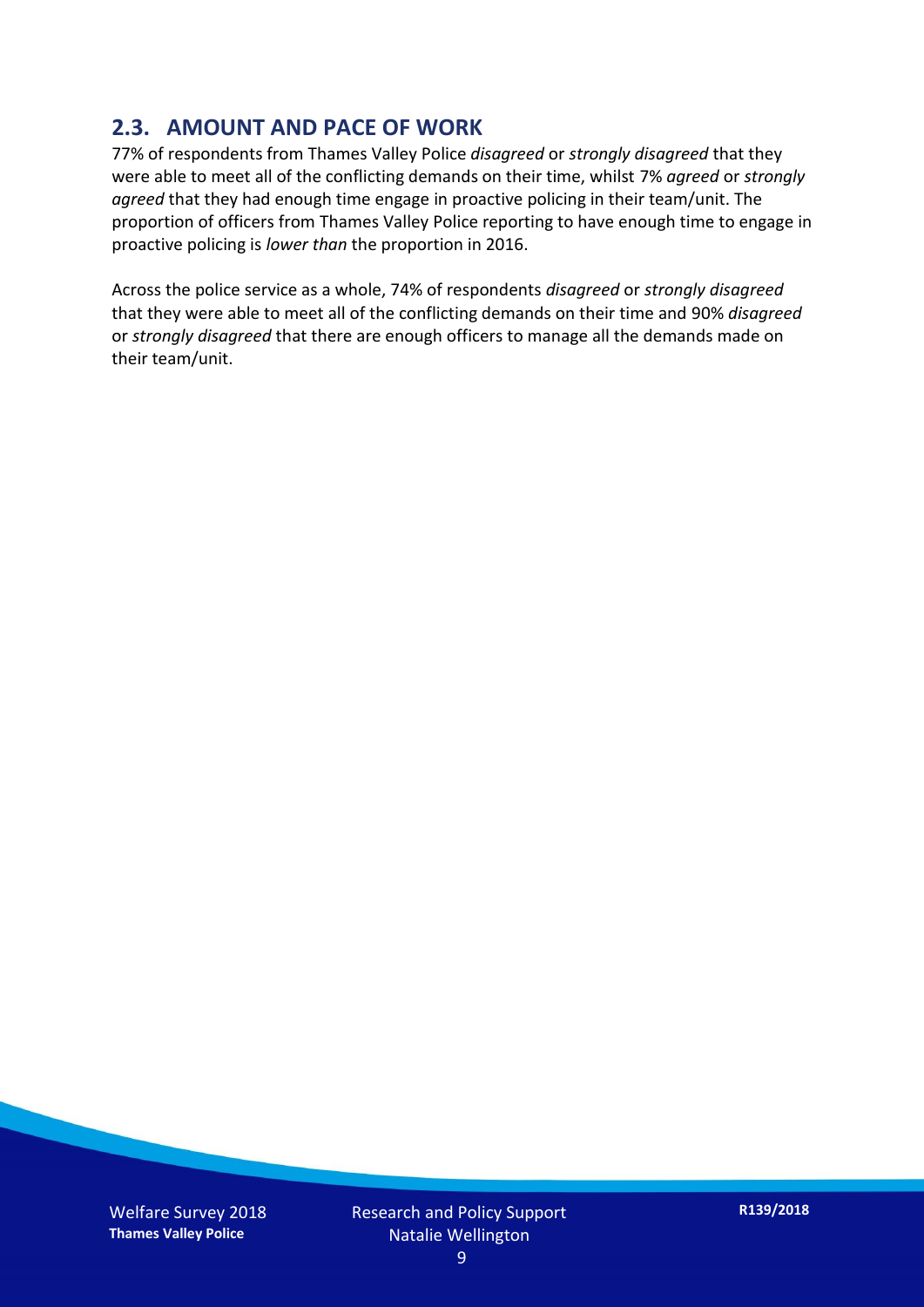## 2.3. AMOUNT AND PACE OF WORK

77% of respondents from Thames Valley Police *disagreed* or *strongly disagreed* that they were able to meet all of the conflicting demands on their time, whilst 7% *agreed* or *strongly agreed* that they had enough time engage in proactive policing in their team/unit. The proportion of officers from Thames Valley Police reporting to have enough time to engage in proactive policing is *lower than* the proportion in 2016.

Across the police service as a whole, 74% of respondents *disagreed* or *strongly disagreed* that they were able to meet all of the conflicting demands on their time and 90% *disagreed* or *strongly disagreed* that there are enough officers to manage all the demands made on their team/unit.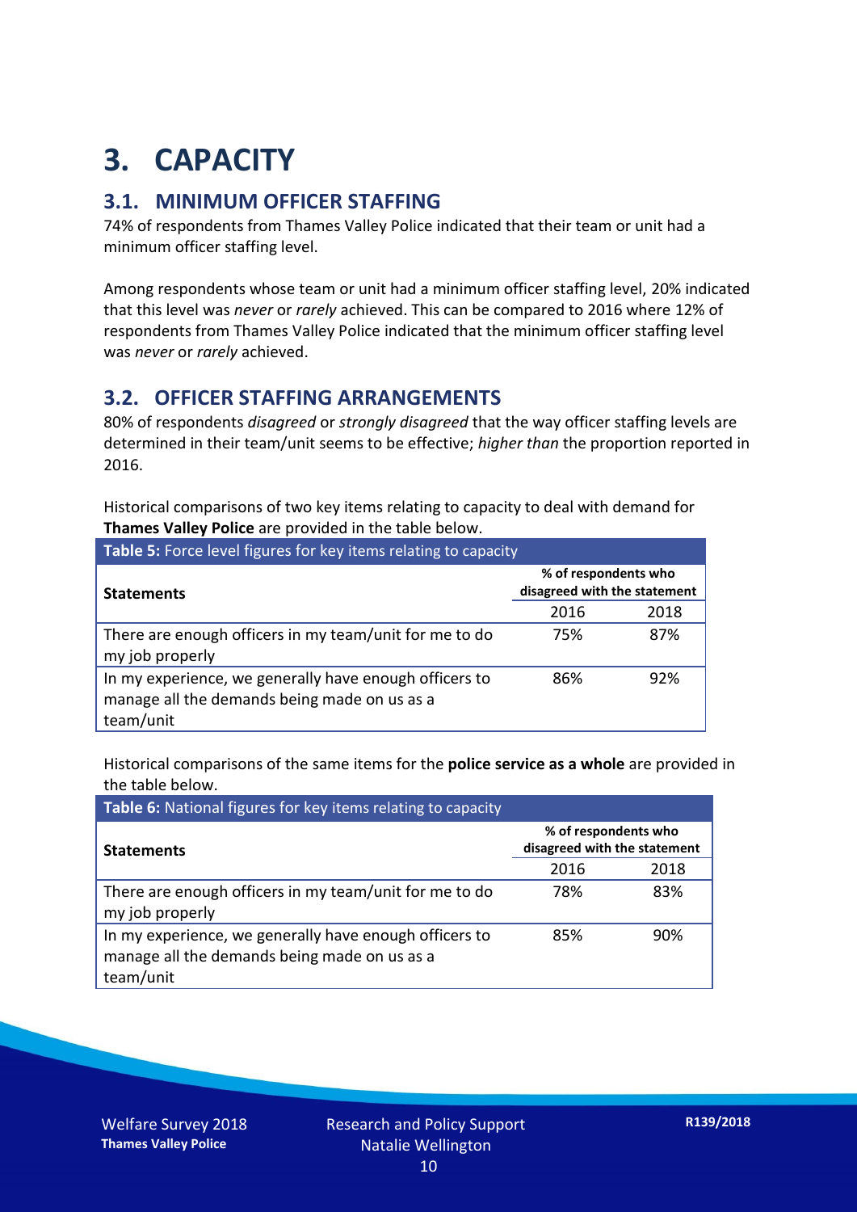# 3. CAPACITY

## 3.1. MINIMUM OFFICER STAFFING

74% of respondents from Thames Valley Police indicated that their team or unit had a minimum officer staffing level.

Among respondents whose team or unit had a minimum officer staffing level, 20% indicated that this level was *never* or *rarely* achieved. This can be compared to 2016 where 12% of respondents from Thames Valley Police indicated that the minimum officer staffing level was *never* or *rarely* achieved.

## 3.2. OFFICER STAFFING ARRANGEMENTS

80% of respondents *disagreed* or *strongly disagreed* that the way officer staffing levels are determined in their team/unit seems to be effective; *higher than* the proportion reported in 2016.

Historical comparisons of two key items relating to capacity to deal with demand for **Thames Valley Police** are provided in the table below.

**Table 5:** Force level figures for key items relating to capacity

| Statements | % of respondents who disagreed with the statement | |
|---|---|---|
| | 2016 | 2018 |
| There are enough officers in my team/unit for me to do my job properly | 75% | 87% |
| In my experience, we generally have enough officers to manage all the demands being made on us as a team/unit | 86% | 92% |

Historical comparisons of the same items for the **police service as a whole** are provided in the table below.

**Table 6:** National figures for key items relating to capacity

| Statements | % of respondents who disagreed with the statement | |
|---|---|---|
| | 2016 | 2018 |
| There are enough officers in my team/unit for me to do my job properly | 78% | 83% |
| In my experience, we generally have enough officers to manage all the demands being made on us as a team/unit | 85% | 90% |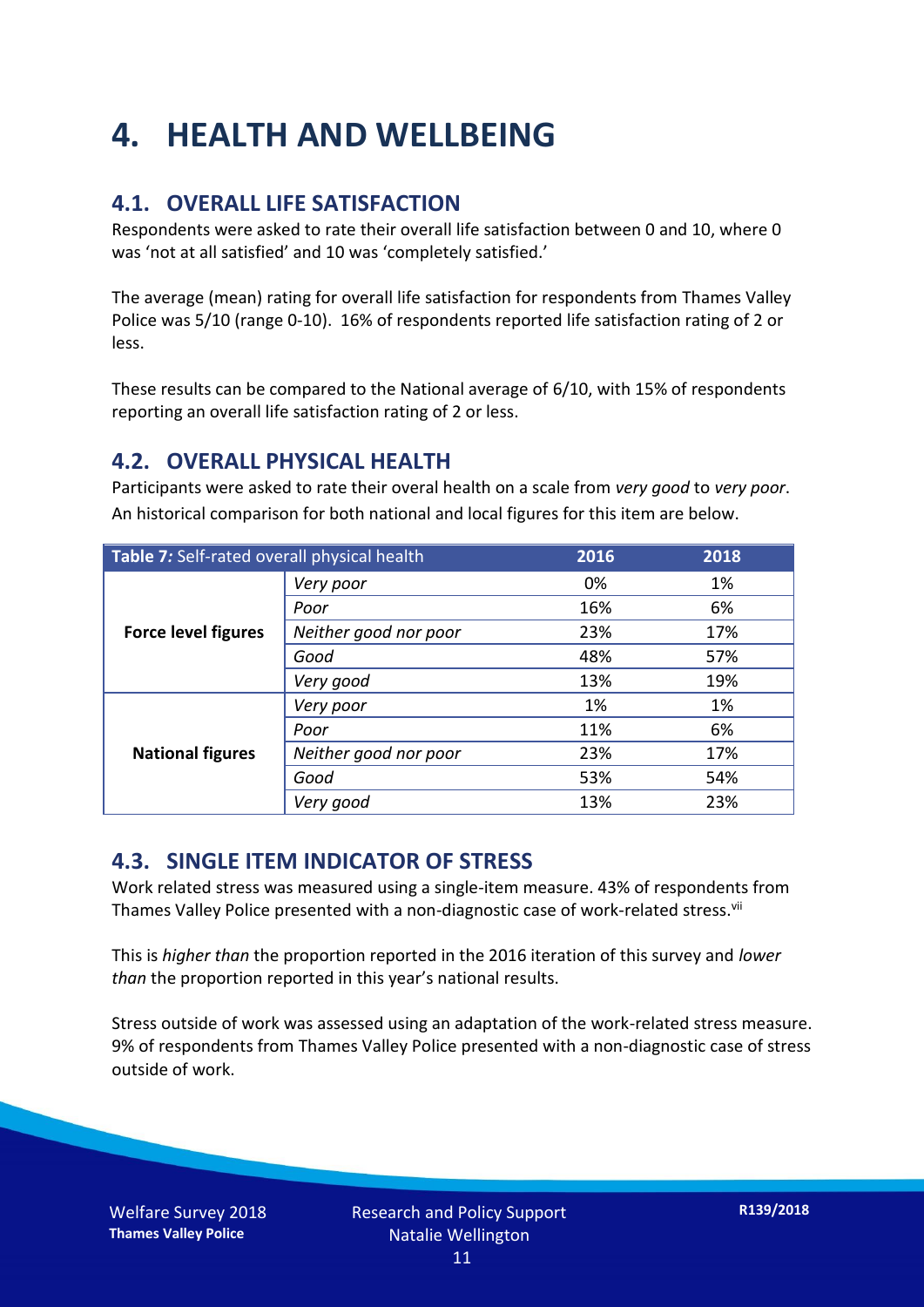# 4. HEALTH AND WELLBEING

## 4.1. OVERALL LIFE SATISFACTION

Respondents were asked to rate their overall life satisfaction between 0 and 10, where 0 was 'not at all satisfied' and 10 was 'completely satisfied.'

The average (mean) rating for overall life satisfaction for respondents from Thames Valley Police was 5/10 (range 0-10). 16% of respondents reported life satisfaction rating of 2 or less.

These results can be compared to the National average of 6/10, with 15% of respondents reporting an overall life satisfaction rating of 2 or less.

## 4.2. OVERALL PHYSICAL HEALTH

Participants were asked to rate their overal health on a scale from *very good* to *very poor*. An historical comparison for both national and local figures for this item are below.

| **Table 7:** Self-rated overall physical health | | 2016 | 2018 |
|---|---|---|---|
| **Force level figures** | *Very poor* | 0% | 1% |
| | *Poor* | 16% | 6% |
| | *Neither good nor poor* | 23% | 17% |
| | *Good* | 48% | 57% |
| | *Very good* | 13% | 19% |
| **National figures** | *Very poor* | 1% | 1% |
| | *Poor* | 11% | 6% |
| | *Neither good nor poor* | 23% | 17% |
| | *Good* | 53% | 54% |
| | *Very good* | 13% | 23% |

## 4.3. SINGLE ITEM INDICATOR OF STRESS

Work related stress was measured using a single-item measure. 43% of respondents from Thames Valley Police presented with a non-diagnostic case of work-related stress.[vii]

This is *higher than* the proportion reported in the 2016 iteration of this survey and *lower than* the proportion reported in this year's national results.

Stress outside of work was assessed using an adaptation of the work-related stress measure. 9% of respondents from Thames Valley Police presented with a non-diagnostic case of stress outside of work.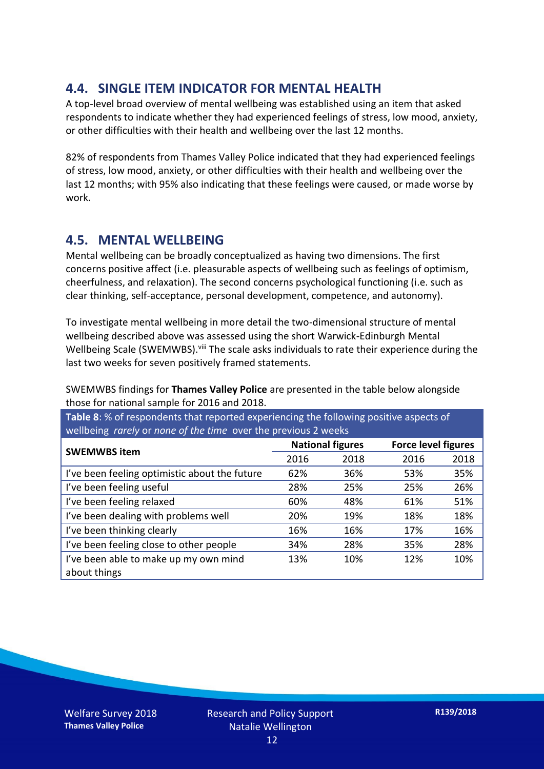## 4.4. SINGLE ITEM INDICATOR FOR MENTAL HEALTH

A top-level broad overview of mental wellbeing was established using an item that asked respondents to indicate whether they had experienced feelings of stress, low mood, anxiety, or other difficulties with their health and wellbeing over the last 12 months.

82% of respondents from Thames Valley Police indicated that they had experienced feelings of stress, low mood, anxiety, or other difficulties with their health and wellbeing over the last 12 months; with 95% also indicating that these feelings were caused, or made worse by work.

## 4.5. MENTAL WELLBEING

Mental wellbeing can be broadly conceptualized as having two dimensions. The first concerns positive affect (i.e. pleasurable aspects of wellbeing such as feelings of optimism, cheerfulness, and relaxation). The second concerns psychological functioning (i.e. such as clear thinking, self-acceptance, personal development, competence, and autonomy).

To investigate mental wellbeing in more detail the two-dimensional structure of mental wellbeing described above was assessed using the short Warwick-Edinburgh Mental Wellbeing Scale (SWEMWBS).[viii] The scale asks individuals to rate their experience during the last two weeks for seven positively framed statements.

SWEMWBS findings for **Thames Valley Police** are presented in the table below alongside those for national sample for 2016 and 2018.

**Table 8**: % of respondents that reported experiencing the following positive aspects of wellbeing *rarely* or *none of the time* over the previous 2 weeks

| SWEMWBS item | National figures | | Force level figures | |
|---|---|---|---|---|
| | 2016 | 2018 | 2016 | 2018 |
| I've been feeling optimistic about the future | 62% | 36% | 53% | 35% |
| I've been feeling useful | 28% | 25% | 25% | 26% |
| I've been feeling relaxed | 60% | 48% | 61% | 51% |
| I've been dealing with problems well | 20% | 19% | 18% | 18% |
| I've been thinking clearly | 16% | 16% | 17% | 16% |
| I've been feeling close to other people | 34% | 28% | 35% | 28% |
| I've been able to make up my own mind about things | 13% | 10% | 12% | 10% |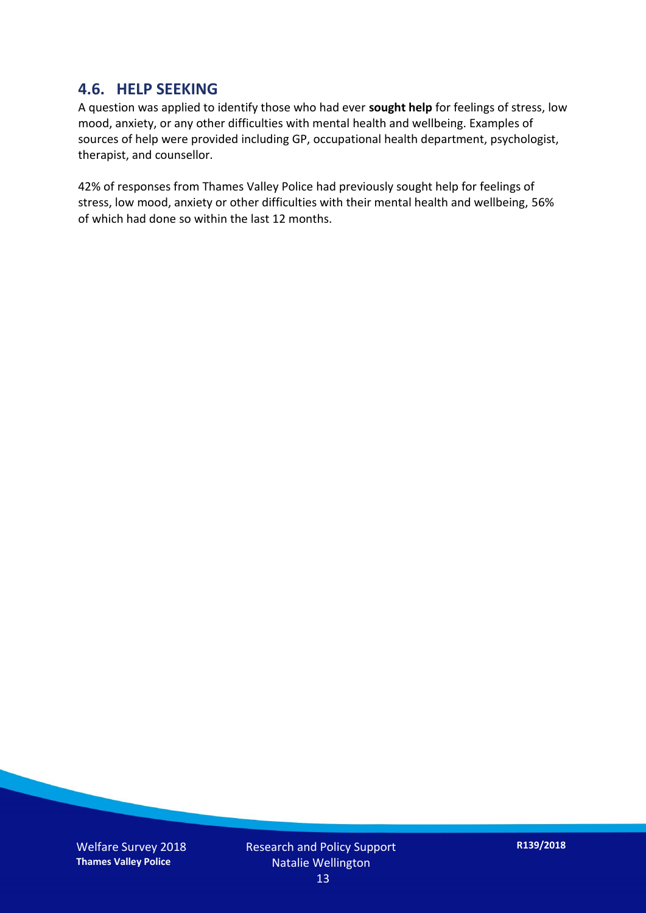## 4.6. HELP SEEKING

A question was applied to identify those who had ever **sought help** for feelings of stress, low mood, anxiety, or any other difficulties with mental health and wellbeing. Examples of sources of help were provided including GP, occupational health department, psychologist, therapist, and counsellor.

42% of responses from Thames Valley Police had previously sought help for feelings of stress, low mood, anxiety or other difficulties with their mental health and wellbeing, 56% of which had done so within the last 12 months.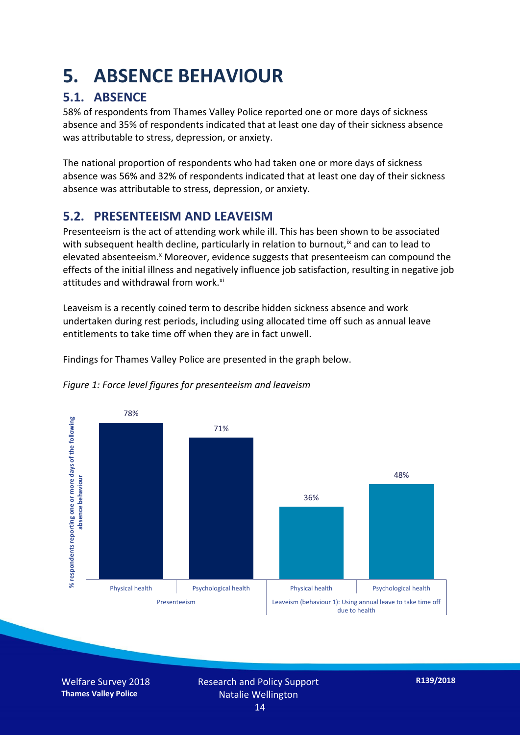# 5. ABSENCE BEHAVIOUR

## 5.1. ABSENCE

58% of respondents from Thames Valley Police reported one or more days of sickness absence and 35% of respondents indicated that at least one day of their sickness absence was attributable to stress, depression, or anxiety.

The national proportion of respondents who had taken one or more days of sickness absence was 56% and 32% of respondents indicated that at least one day of their sickness absence was attributable to stress, depression, or anxiety.

## 5.2. PRESENTEEISM AND LEAVEISM

Presenteeism is the act of attending work while ill. This has been shown to be associated with subsequent health decline, particularly in relation to burnout,[ix] and can to lead to elevated absenteeism.[x] Moreover, evidence suggests that presenteeism can compound the effects of the initial illness and negatively influence job satisfaction, resulting in negative job attitudes and withdrawal from work.[xi]

Leaveism is a recently coined term to describe hidden sickness absence and work undertaken during rest periods, including using allocated time off such as annual leave entitlements to take time off when they are in fact unwell.

Findings for Thames Valley Police are presented in the graph below.

*Figure 1: Force level figures for presenteeism and leaveism*

| | Presenteeism | | Leaveism (behaviour 1): Using annual leave to take time off due to health | |
|---|---|---|---|---|
| | Physical health | Psychological health | Physical health | Psychological health |
| % respondents reporting one or more days of the following absence behaviour | 78% | 71% | 36% | 48% |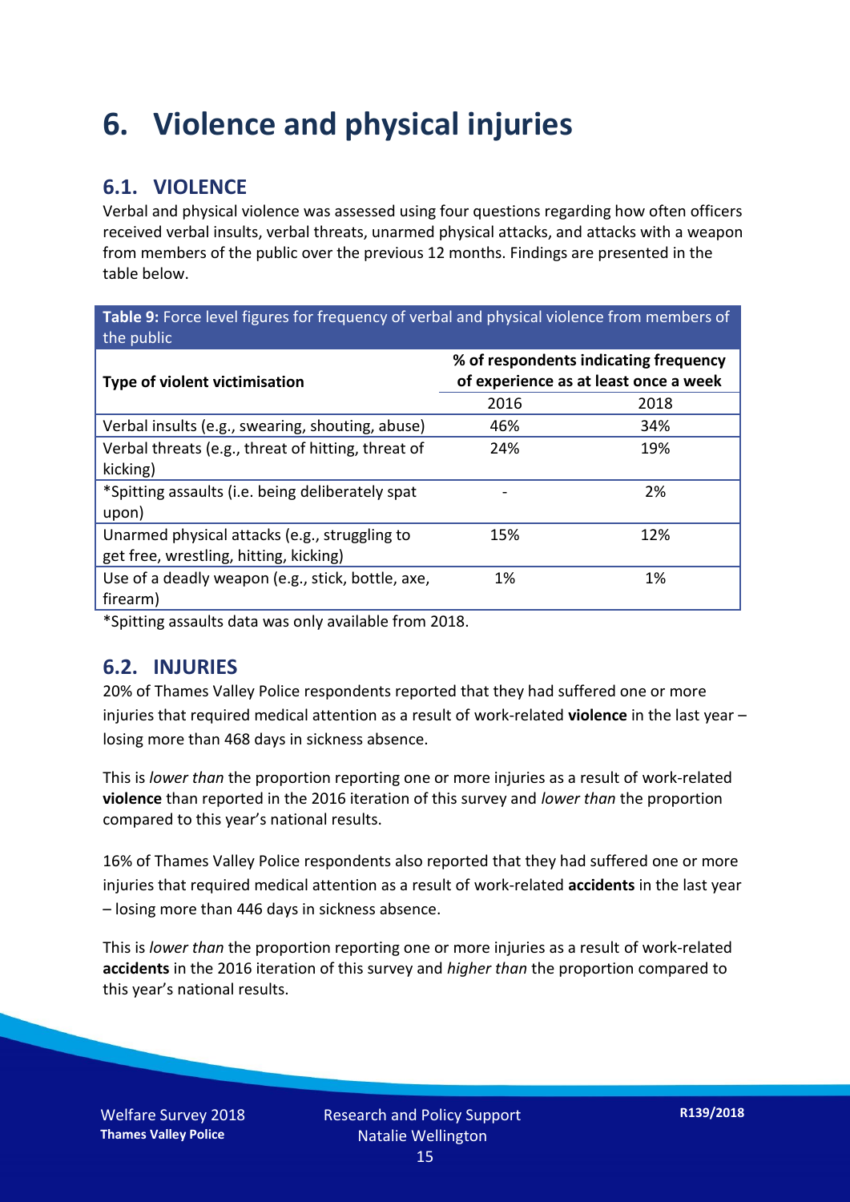# 6. Violence and physical injuries

## 6.1. VIOLENCE

Verbal and physical violence was assessed using four questions regarding how often officers received verbal insults, verbal threats, unarmed physical attacks, and attacks with a weapon from members of the public over the previous 12 months. Findings are presented in the table below.

**Table 9:** Force level figures for frequency of verbal and physical violence from members of the public

| Type of violent victimisation | % of respondents indicating frequency of experience as at least once a week | |
|---|---|---|
| | 2016 | 2018 |
| Verbal insults (e.g., swearing, shouting, abuse) | 46% | 34% |
| Verbal threats (e.g., threat of hitting, threat of kicking) | 24% | 19% |
| *Spitting assaults (i.e. being deliberately spat upon) | - | 2% |
| Unarmed physical attacks (e.g., struggling to get free, wrestling, hitting, kicking) | 15% | 12% |
| Use of a deadly weapon (e.g., stick, bottle, axe, firearm) | 1% | 1% |

*Spitting assaults data was only available from 2018.

## 6.2. INJURIES

20% of Thames Valley Police respondents reported that they had suffered one or more injuries that required medical attention as a result of work-related **violence** in the last year – losing more than 468 days in sickness absence.

This is *lower than* the proportion reporting one or more injuries as a result of work-related **violence** than reported in the 2016 iteration of this survey and *lower than* the proportion compared to this year's national results.

16% of Thames Valley Police respondents also reported that they had suffered one or more injuries that required medical attention as a result of work-related **accidents** in the last year – losing more than 446 days in sickness absence.

This is *lower than* the proportion reporting one or more injuries as a result of work-related **accidents** in the 2016 iteration of this survey and *higher than* the proportion compared to this year's national results.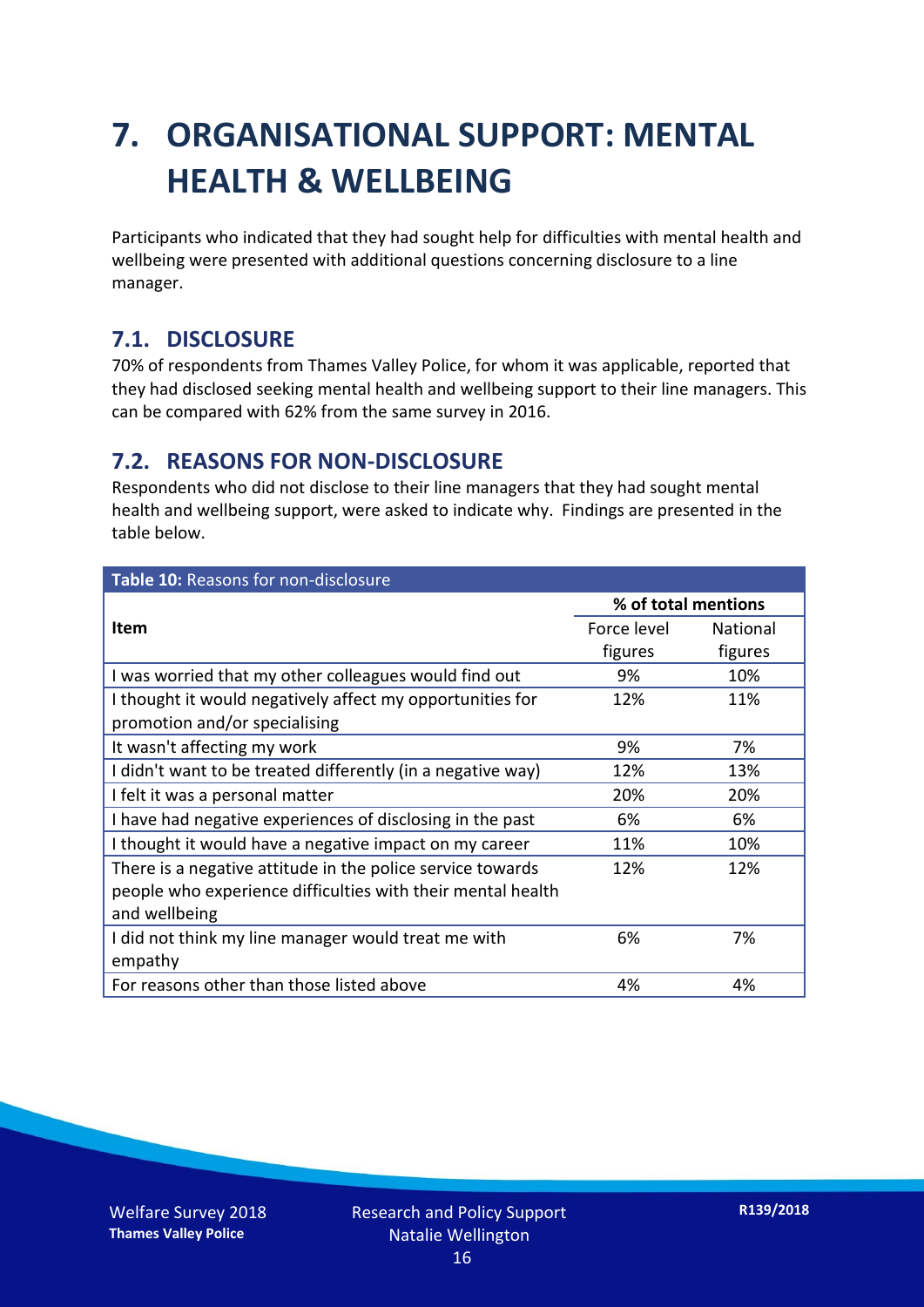# 7. ORGANISATIONAL SUPPORT: MENTAL HEALTH & WELLBEING

Participants who indicated that they had sought help for difficulties with mental health and wellbeing were presented with additional questions concerning disclosure to a line manager.

## 7.1. DISCLOSURE

70% of respondents from Thames Valley Police, for whom it was applicable, reported that they had disclosed seeking mental health and wellbeing support to their line managers. This can be compared with 62% from the same survey in 2016.

## 7.2. REASONS FOR NON-DISCLOSURE

Respondents who did not disclose to their line managers that they had sought mental health and wellbeing support, were asked to indicate why. Findings are presented in the table below.

**Table 10:** Reasons for non-disclosure

| Item | % of total mentions | |
|---|---|---|
| | Force level figures | National figures |
| I was worried that my other colleagues would find out | 9% | 10% |
| I thought it would negatively affect my opportunities for promotion and/or specialising | 12% | 11% |
| It wasn't affecting my work | 9% | 7% |
| I didn't want to be treated differently (in a negative way) | 12% | 13% |
| I felt it was a personal matter | 20% | 20% |
| I have had negative experiences of disclosing in the past | 6% | 6% |
| I thought it would have a negative impact on my career | 11% | 10% |
| There is a negative attitude in the police service towards people who experience difficulties with their mental health and wellbeing | 12% | 12% |
| I did not think my line manager would treat me with empathy | 6% | 7% |
| For reasons other than those listed above | 4% | 4% |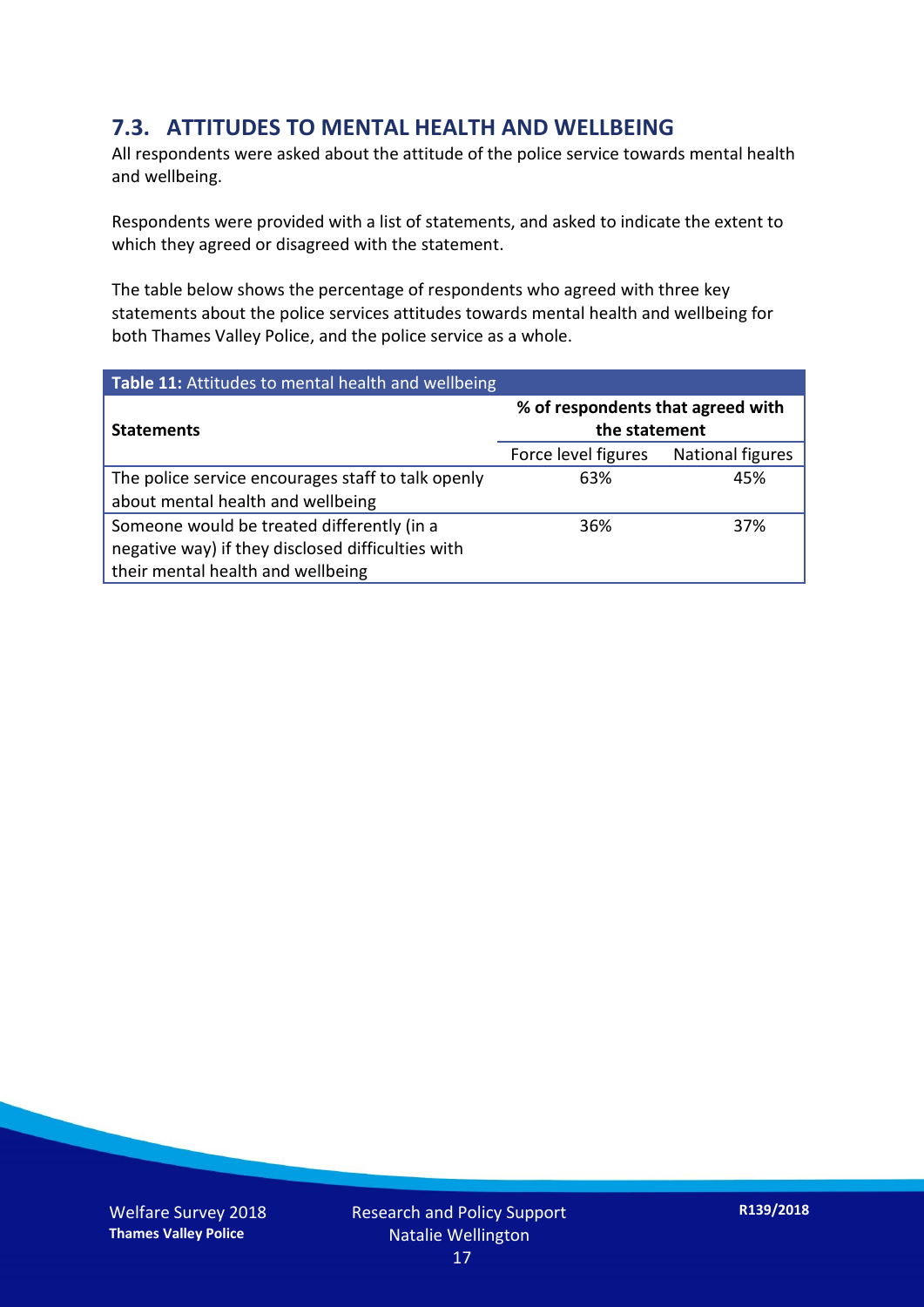## 7.3. ATTITUDES TO MENTAL HEALTH AND WELLBEING

All respondents were asked about the attitude of the police service towards mental health and wellbeing.

Respondents were provided with a list of statements, and asked to indicate the extent to which they agreed or disagreed with the statement.

The table below shows the percentage of respondents who agreed with three key statements about the police services attitudes towards mental health and wellbeing for both Thames Valley Police, and the police service as a whole.

**Table 11:** Attitudes to mental health and wellbeing

| Statements | % of respondents that agreed with the statement | |
|---|---|---|
| | Force level figures | National figures |
| The police service encourages staff to talk openly about mental health and wellbeing | 63% | 45% |
| Someone would be treated differently (in a negative way) if they disclosed difficulties with their mental health and wellbeing | 36% | 37% |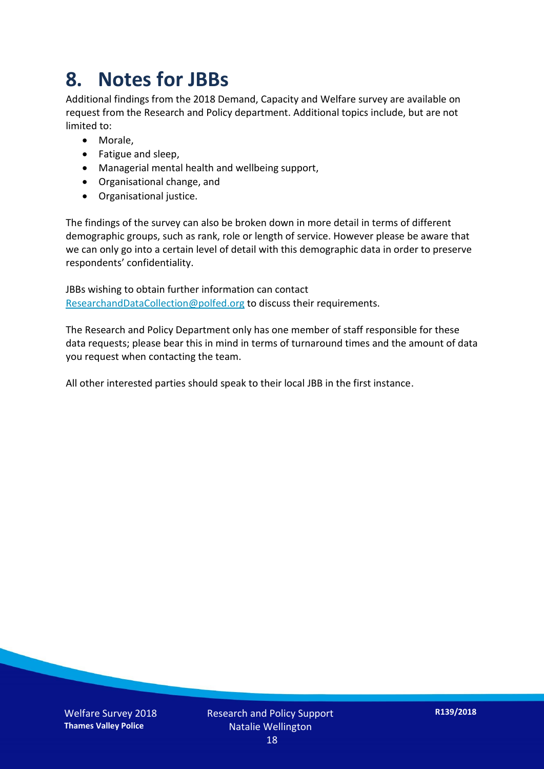# 8. Notes for JBBs

Additional findings from the 2018 Demand, Capacity and Welfare survey are available on request from the Research and Policy department. Additional topics include, but are not limited to:

- Morale,
- Fatigue and sleep,
- Managerial mental health and wellbeing support,
- Organisational change, and
- Organisational justice.

The findings of the survey can also be broken down in more detail in terms of different demographic groups, such as rank, role or length of service. However please be aware that we can only go into a certain level of detail with this demographic data in order to preserve respondents' confidentiality.

JBBs wishing to obtain further information can contact ResearchandDataCollection@polfed.org to discuss their requirements.

The Research and Policy Department only has one member of staff responsible for these data requests; please bear this in mind in terms of turnaround times and the amount of data you request when contacting the team.

All other interested parties should speak to their local JBB in the first instance.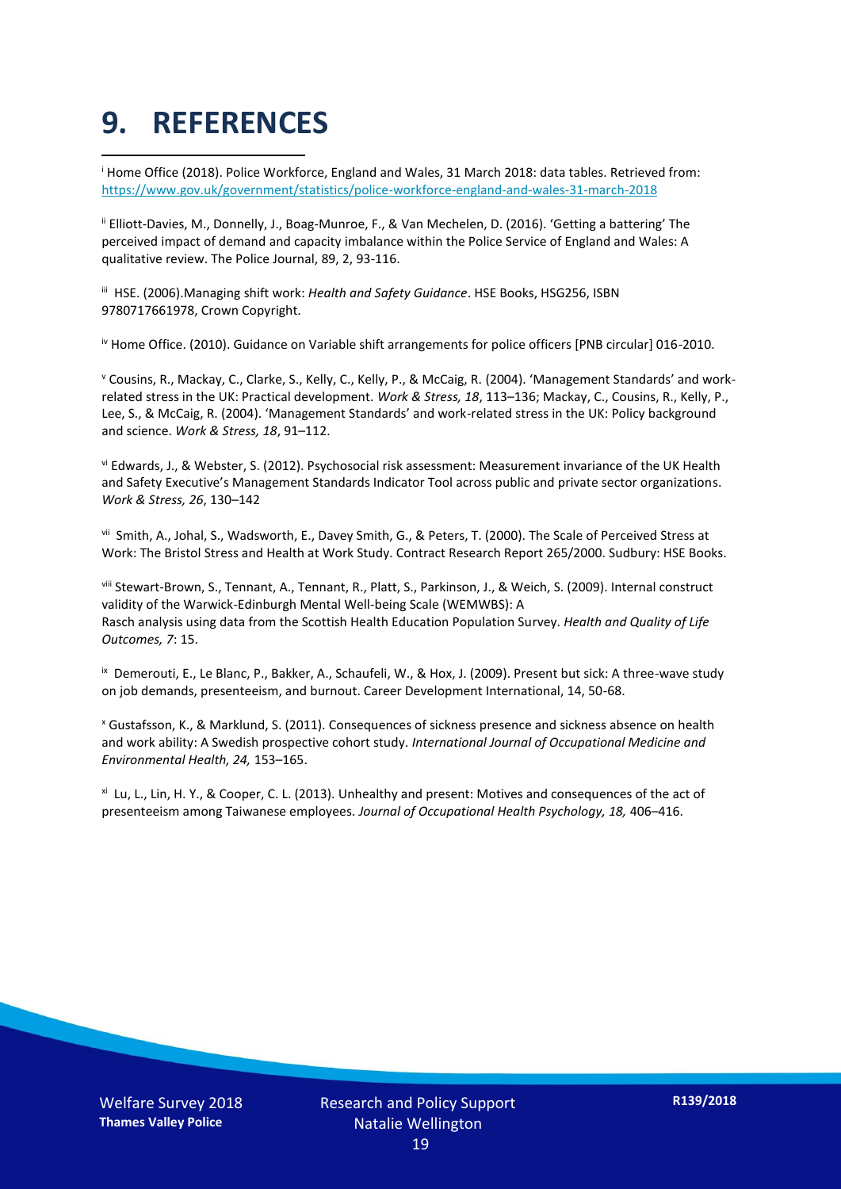# 9. REFERENCES

[i] Home Office (2018). Police Workforce, England and Wales, 31 March 2018: data tables. Retrieved from: https://www.gov.uk/government/statistics/police-workforce-england-and-wales-31-march-2018

[ii] Elliott-Davies, M., Donnelly, J., Boag-Munroe, F., & Van Mechelen, D. (2016). 'Getting a battering' The perceived impact of demand and capacity imbalance within the Police Service of England and Wales: A qualitative review. The Police Journal, 89, 2, 93-116.

[iii] HSE. (2006).Managing shift work: *Health and Safety Guidance*. HSE Books, HSG256, ISBN 9780717661978, Crown Copyright.

[iv] Home Office. (2010). Guidance on Variable shift arrangements for police officers [PNB circular] 016-2010.

[v] Cousins, R., Mackay, C., Clarke, S., Kelly, C., Kelly, P., & McCaig, R. (2004). 'Management Standards' and work-related stress in the UK: Practical development. *Work & Stress, 18*, 113–136; Mackay, C., Cousins, R., Kelly, P., Lee, S., & McCaig, R. (2004). 'Management Standards' and work-related stress in the UK: Policy background and science. *Work & Stress, 18*, 91–112.

[vi] Edwards, J., & Webster, S. (2012). Psychosocial risk assessment: Measurement invariance of the UK Health and Safety Executive's Management Standards Indicator Tool across public and private sector organizations. *Work & Stress, 26*, 130–142

[vii] Smith, A., Johal, S., Wadsworth, E., Davey Smith, G., & Peters, T. (2000). The Scale of Perceived Stress at Work: The Bristol Stress and Health at Work Study. Contract Research Report 265/2000. Sudbury: HSE Books.

[viii] Stewart-Brown, S., Tennant, A., Tennant, R., Platt, S., Parkinson, J., & Weich, S. (2009). Internal construct validity of the Warwick-Edinburgh Mental Well-being Scale (WEMWBS): A Rasch analysis using data from the Scottish Health Education Population Survey. *Health and Quality of Life Outcomes, 7*: 15.

[ix] Demerouti, E., Le Blanc, P., Bakker, A., Schaufeli, W., & Hox, J. (2009). Present but sick: A three-wave study on job demands, presenteeism, and burnout. Career Development International, 14, 50-68.

[x] Gustafsson, K., & Marklund, S. (2011). Consequences of sickness presence and sickness absence on health and work ability: A Swedish prospective cohort study. *International Journal of Occupational Medicine and Environmental Health, 24,* 153–165.

[xi] Lu, L., Lin, H. Y., & Cooper, C. L. (2013). Unhealthy and present: Motives and consequences of the act of presenteeism among Taiwanese employees. *Journal of Occupational Health Psychology, 18,* 406–416.